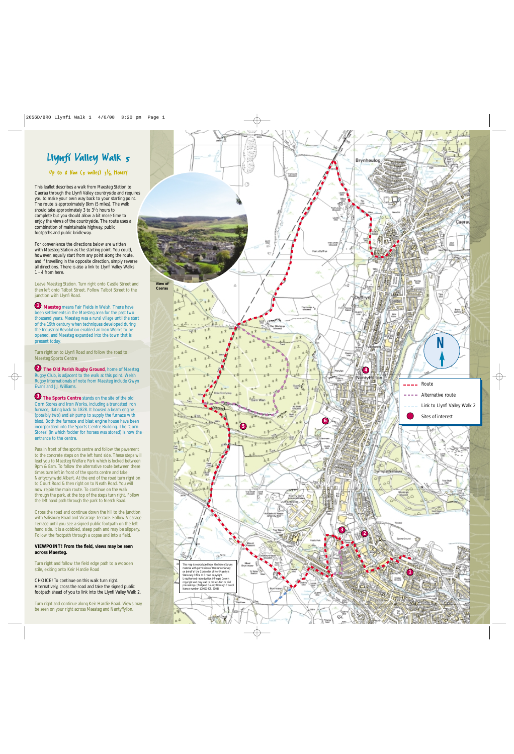# Llynfi Valley Walk 5

## Up to 8 Km (5 miles) 3½ Hours

This leaflet describes a walk from Maesteg Station to Caerau through the Llynfi Valley countryside and requires you to make your own way back to your starting point. The route is approximately 8km (5 miles). The walk should take approximately 3 to 3½ hours to complete but you should allow a bit more time to enjoy the views of the countryside. The route uses a combination of maintainable highway, public footpaths and public bridleway.

For convenience the directions below are written with Maesteg Station as the starting point. You could, however, equally start from any point along the route, and if travelling in the opposite direction, simply reverse all directions. There is also a link to Llynfi Valley Walks 1 - 4 from here.

View of Caerau

Leave Maesteg Station. Turn right onto Castle Street and then left onto Talbot Street. Follow Talbot Street to the junction with Llynfi Road.

**1** **Maesteg** means Fair Fields in Welsh. There have been settlements in the Maesteg area for the past two thousand years. Maesteg was a rural village until the start of the 19th century when techniques developed during the Industrial Revolution enabled an Iron Works to be opened, and Maesteg expanded into the town that is present today.

Turn right on to Llynfi Road and follow the road to Maesteg Sports Centre

**2** **The Old Parish Rugby Ground**, home of Maesteg Rugby Club, is adjacent to the walk at this point. Welsh Rugby Internationals of note from Maesteg include Gwyn Evans and J.J. Williams.

**3** **The Sports Centre** stands on the site of the old Corn Stores and Iron Works, including a truncated iron furnace, dating back to 1828. It housed a beam engine (possibly two) and air pump to supply the furnace with blast. Both the furnace and blast engine house have been incorporated into the Sports Centre Building. The 'Corn Stores' (in which fodder for horses was stored) is now the entrance to the centre.

Pass in front of the sports centre and follow the pavement to the concrete steps on the left hand side. These steps will lead you to Maesteg Welfare Park which is locked between 9pm & 8am. To follow the alternative route between these times turn left in front of the sports centre and take Nantycrynwdd Albert. At the end of the road turn right on to Court Road & then right on to Neath Road. You will now rejoin the main route. To continue on the walk through the park, at the top of the steps turn right. Follow the left hand path through the park to Neath Road.

Cross the road and continue down the hill to the junction with Salisbury Road and Vicarage Terrace. Follow Vicarage Terrace until you see a signed public footpath on the left hand side. It is a cobbled, steep path and may be slippery. Follow the footpath through a copse and into a field.

**VIEWPOINT! From the field, views may be seen across Maesteg.**

Turn right and follow the field edge path to a wooden stile, exiting onto Keir Hardie Road

CHOICE! To continue on this walk turn right. Alternatively, cross the road and take the signed public footpath ahead of you to link into the Llynfi Valley Walk 2.

Turn right and continue along Keir Hardie Road. Views may be seen on your right across Maesteg and Nantyffyllon.

- Route
- Alternative route
- Link to Llynfi Valley Walk 2
- Sites of interest

This map is reproduced from Ordnance Survey material with permission of Ordnance Survey on behalf of the Controller of Her Majesty's Stationary Office © Crown copyright. Unauthorised reproduction infringes Crown copyright and may lead to prosecution or civil proceedings. (Bridgend County Borough Council licence number 100023405, 2008)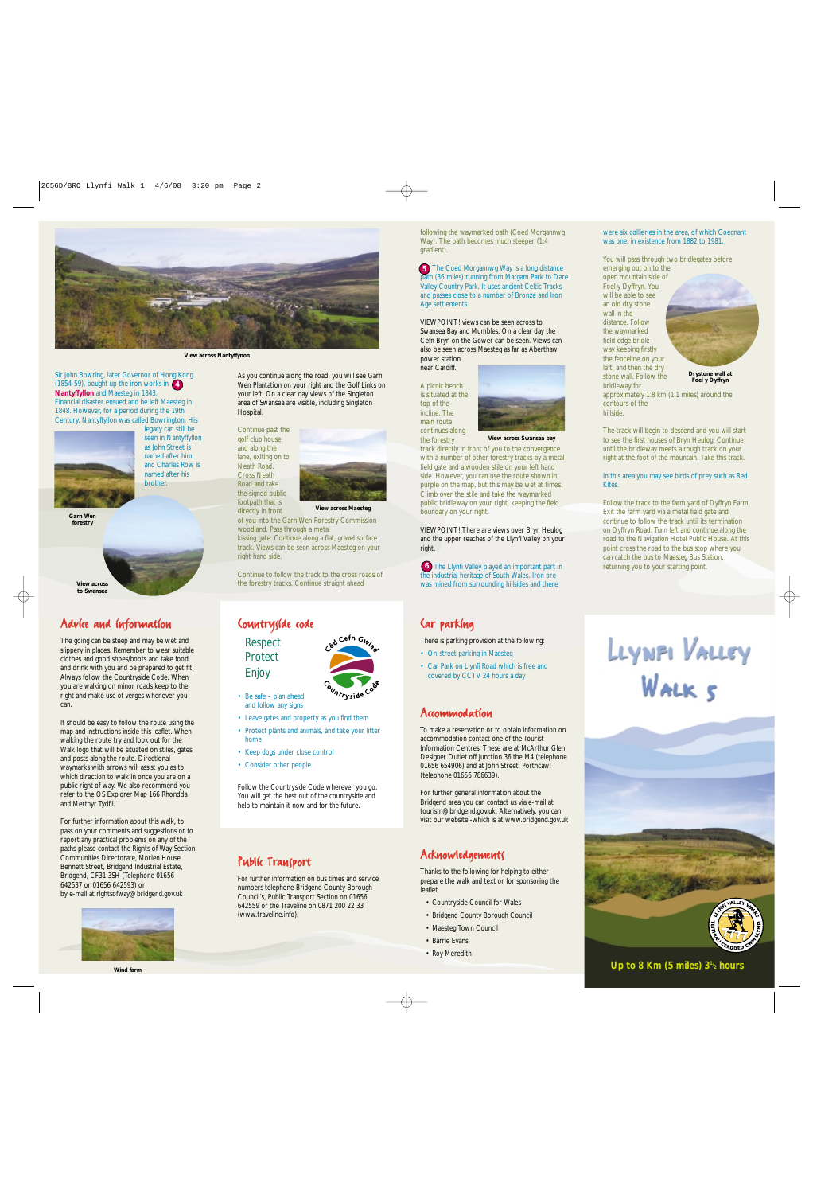View across Nantyffynon

Sir John Bowring, later Governor of Hong Kong (1854-59), bought up the iron works in **4** **Nantyffyllon** and Maesteg in 1843. Financial disaster ensued and he left Maesteg in 1848. However, for a period during the 19th Century, Nantyffyllon was called Bowrington. His legacy can still be seen in Nantyffyllon as John Street is named after him, and Charles Row is named after his brother.

Garn Wen forestry

View across to Swansea

As you continue along the road, you will see Garn Wen Plantation on your right and the Golf Links on your left. On a clear day views of the Singleton area of Swansea are visible, including Singleton Hospital.

Continue past the golf club house and along the lane, exiting on to Neath Road. Cross Neath Road and take the signed public footpath that is directly in front of you into the Garn Wen Forestry Commission woodland. Pass through a metal kissing gate. Continue along a flat, gravel surface track. Views can be seen across Maesteg on your right hand side.

View across Maesteg

Continue to follow the track to the cross roads of the forestry tracks. Continue straight ahead following the waymarked path (Coed Morgannwg Way). The path becomes much steeper (1:4 gradient).

**5** The Coed Morgannwg Way is a long distance path (36 miles) running from Margam Park to Dare Valley Country Park. It uses ancient Celtic Tracks and passes close to a number of Bronze and Iron Age settlements.

VIEWPOINT! views can be seen across to Swansea Bay and Mumbles. On a clear day the Cefn Bryn on the Gower can be seen. Views can also be seen across Maesteg as far as Aberthaw power station near Cardiff.

A picnic bench is situated at the top of the incline. The main route continues along the forestry track directly in front of you to the convergence with a number of other forestry tracks by a metal field gate and a wooden stile on your left hand side. However, you can use the route shown in purple on the map, but this may be wet at times. Climb over the stile and take the waymarked public bridleway on your right, keeping the field boundary on your right.

View across Swansea bay

VIEWPOINT! There are views over Bryn Heulog and the upper reaches of the Llynfi Valley on your right.

**6** The Llynfi Valley played an important part in the industrial heritage of South Wales. Iron ore was mined from surrounding hillsides and there were six collieries in the area, of which Coegnant was one, in existence from 1882 to 1981.

You will pass through two bridlegates before emerging out on to the open mountain side of Foel y Dyffryn. You will be able to see an old dry stone wall in the distance. Follow the waymarked field edge bridleway keeping firstly the fenceline on your left, and then the dry stone wall. Follow the bridleway for approximately 1.8 km (1.1 miles) around the contours of the hillside.

Drystone wall at Foel y Dyffryn

The track will begin to descend and you will start to see the first houses of Bryn Heulog. Continue until the bridleway meets a rough track on your right at the foot of the mountain. Take this track.

In this area you may see birds of prey such as Red Kites.

Follow the track to the farm yard of Dyffryn Farm. Exit the farm yard via a metal field gate and continue to follow the track until its termination on Dyffryn Road. Turn left and continue along the road to the Navigation Hotel Public House. At this point cross the road to the bus stop where you can catch the bus to Maesteg Bus Station, returning you to your starting point.

## Advice and information

The going can be steep and may be wet and slippery in places. Remember to wear suitable clothes and good shoes/boots and take food and drink with you and be prepared to get fit! Always follow the Countryside Code. When you are walking on minor roads keep to the right and make use of verges whenever you can.

It should be easy to follow the route using the map and instructions inside this leaflet. When walking the route try and look out for the Walk logo that will be situated on stiles, gates and posts along the route. Directional waymarks with arrows will assist you as to which direction to walk in once you are on a public right of way. We also recommend you refer to the OS Explorer Map 166 Rhondda and Merthyr Tydfil.

For further information about this walk, to pass on your comments and suggestions or to report any practical problems on any of the paths please contact the Rights of Way Section, Communities Directorate, Morien House Bennett Street, Bridgend Industrial Estate, Bridgend, CF31 3SH (Telephone 01656 642537 or 01656 642593) or by e-mail at rightsofway@bridgend.gov.uk

Wind farm

## Countryside code

Respect
Protect
Enjoy

Côd Cefn Gwlad
Countryside Code

- Be safe – plan ahead and follow any signs
- Leave gates and property as you find them
- Protect plants and animals, and take your litter home
- Keep dogs under close control
- Consider other people

Follow the Countryside Code wherever you go. You will get the best out of the countryside and help to maintain it now and for the future.

## Public Transport

For further information on bus times and service numbers telephone Bridgend County Borough Council's, Public Transport Section on 01656 642559 or the Traveline on 0871 200 22 33 (www.traveline.info).

## Car parking

There is parking provision at the following:

- On-street parking in Maesteg
- Car Park on Llynfi Road which is free and covered by CCTV 24 hours a day

## Accommodation

To make a reservation or to obtain information on accommodation contact one of the Tourist Information Centres. These are at McArthur Glen Designer Outlet off Junction 36 the M4 (telephone 01656 654906) and at John Street, Porthcawl (telephone 01656 786639).

For further general information about the Bridgend area you can contact us via e-mail at tourism@bridgend.gov.uk. Alternatively, you can visit our website -which is at www.bridgend.gov.uk

## Acknowledgements

Thanks to the following for helping to either prepare the walk and text or for sponsoring the leaflet

- Countryside Council for Wales
- Bridgend County Borough Council
- Maesteg Town Council
- Barrie Evans
- Roy Meredith

# Llynfi Valley Walk 5

Llynfi Valley Walks – Teithiau Cerdded Cwm Llynfi

**Up to 8 Km (5 miles) 3½ hours**